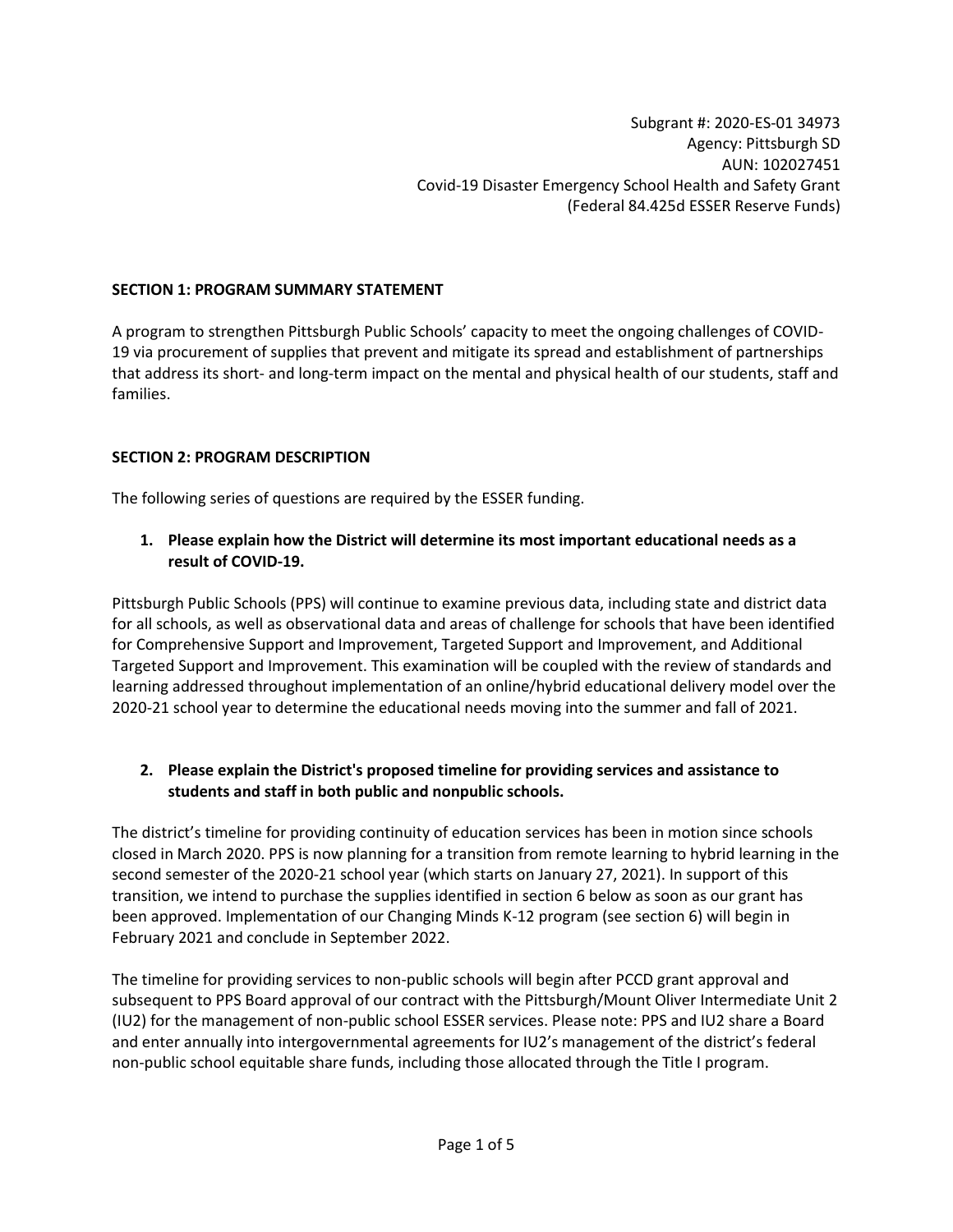Subgrant #: 2020-ES-01 34973
Agency: Pittsburgh SD
AUN: 102027451
Covid-19 Disaster Emergency School Health and Safety Grant
(Federal 84.425d ESSER Reserve Funds)

## SECTION 1: PROGRAM SUMMARY STATEMENT

A program to strengthen Pittsburgh Public Schools' capacity to meet the ongoing challenges of COVID-19 via procurement of supplies that prevent and mitigate its spread and establishment of partnerships that address its short- and long-term impact on the mental and physical health of our students, staff and families.

## SECTION 2: PROGRAM DESCRIPTION

The following series of questions are required by the ESSER funding.

**1. Please explain how the District will determine its most important educational needs as a result of COVID-19.**

Pittsburgh Public Schools (PPS) will continue to examine previous data, including state and district data for all schools, as well as observational data and areas of challenge for schools that have been identified for Comprehensive Support and Improvement, Targeted Support and Improvement, and Additional Targeted Support and Improvement. This examination will be coupled with the review of standards and learning addressed throughout implementation of an online/hybrid educational delivery model over the 2020-21 school year to determine the educational needs moving into the summer and fall of 2021.

**2. Please explain the District's proposed timeline for providing services and assistance to students and staff in both public and nonpublic schools.**

The district's timeline for providing continuity of education services has been in motion since schools closed in March 2020. PPS is now planning for a transition from remote learning to hybrid learning in the second semester of the 2020-21 school year (which starts on January 27, 2021). In support of this transition, we intend to purchase the supplies identified in section 6 below as soon as our grant has been approved. Implementation of our Changing Minds K-12 program (see section 6) will begin in February 2021 and conclude in September 2022.

The timeline for providing services to non-public schools will begin after PCCD grant approval and subsequent to PPS Board approval of our contract with the Pittsburgh/Mount Oliver Intermediate Unit 2 (IU2) for the management of non-public school ESSER services. Please note: PPS and IU2 share a Board and enter annually into intergovernmental agreements for IU2's management of the district's federal non-public school equitable share funds, including those allocated through the Title I program.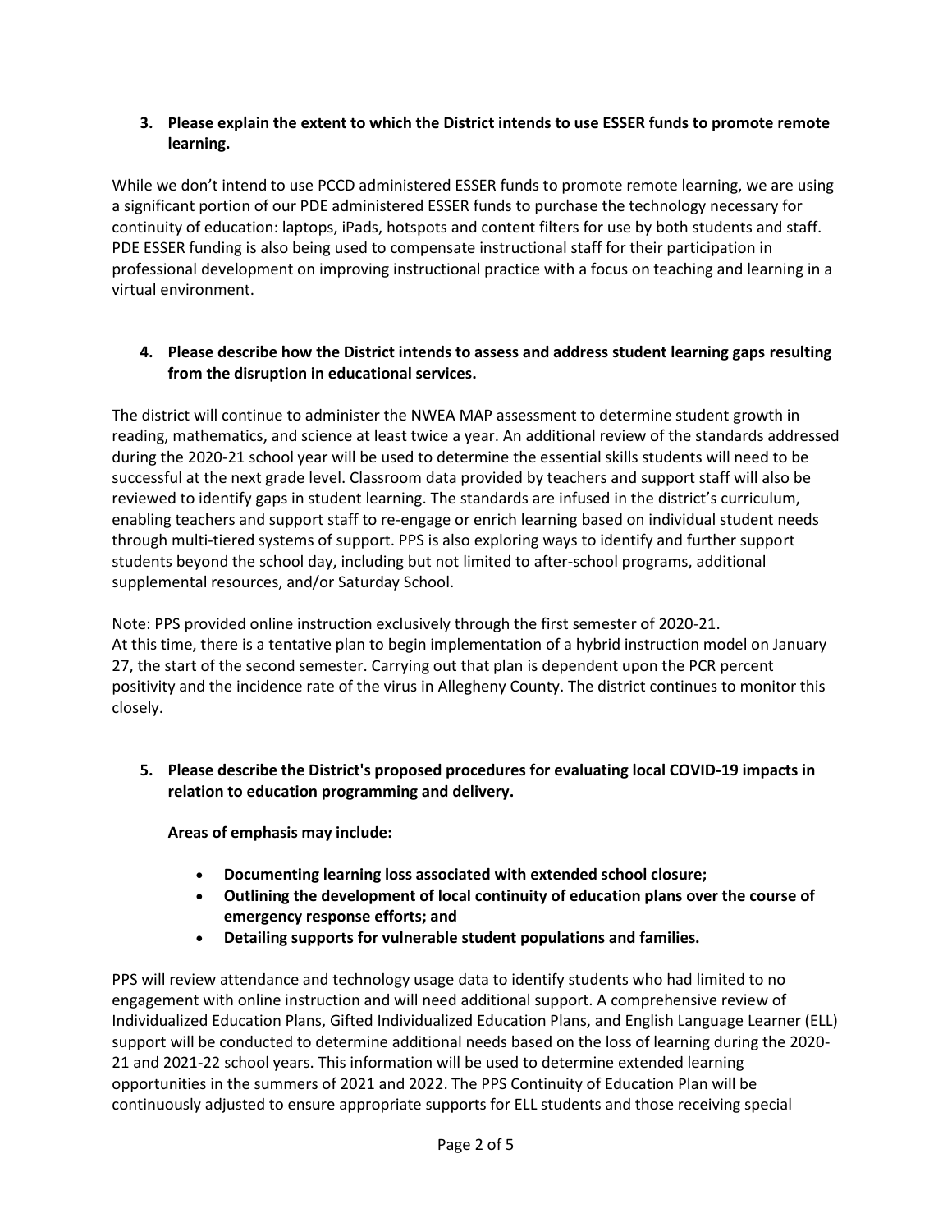**3. Please explain the extent to which the District intends to use ESSER funds to promote remote learning.**

While we don't intend to use PCCD administered ESSER funds to promote remote learning, we are using a significant portion of our PDE administered ESSER funds to purchase the technology necessary for continuity of education: laptops, iPads, hotspots and content filters for use by both students and staff. PDE ESSER funding is also being used to compensate instructional staff for their participation in professional development on improving instructional practice with a focus on teaching and learning in a virtual environment.

**4. Please describe how the District intends to assess and address student learning gaps resulting from the disruption in educational services.**

The district will continue to administer the NWEA MAP assessment to determine student growth in reading, mathematics, and science at least twice a year. An additional review of the standards addressed during the 2020-21 school year will be used to determine the essential skills students will need to be successful at the next grade level. Classroom data provided by teachers and support staff will also be reviewed to identify gaps in student learning. The standards are infused in the district's curriculum, enabling teachers and support staff to re-engage or enrich learning based on individual student needs through multi-tiered systems of support. PPS is also exploring ways to identify and further support students beyond the school day, including but not limited to after-school programs, additional supplemental resources, and/or Saturday School.

Note: PPS provided online instruction exclusively through the first semester of 2020-21.
At this time, there is a tentative plan to begin implementation of a hybrid instruction model on January 27, the start of the second semester. Carrying out that plan is dependent upon the PCR percent positivity and the incidence rate of the virus in Allegheny County. The district continues to monitor this closely.

**5. Please describe the District's proposed procedures for evaluating local COVID-19 impacts in relation to education programming and delivery.**

**Areas of emphasis may include:**

- **Documenting learning loss associated with extended school closure;**
- **Outlining the development of local continuity of education plans over the course of emergency response efforts; and**
- **Detailing supports for vulnerable student populations and families.**

PPS will review attendance and technology usage data to identify students who had limited to no engagement with online instruction and will need additional support. A comprehensive review of Individualized Education Plans, Gifted Individualized Education Plans, and English Language Learner (ELL) support will be conducted to determine additional needs based on the loss of learning during the 2020-21 and 2021-22 school years. This information will be used to determine extended learning opportunities in the summers of 2021 and 2022. The PPS Continuity of Education Plan will be continuously adjusted to ensure appropriate supports for ELL students and those receiving special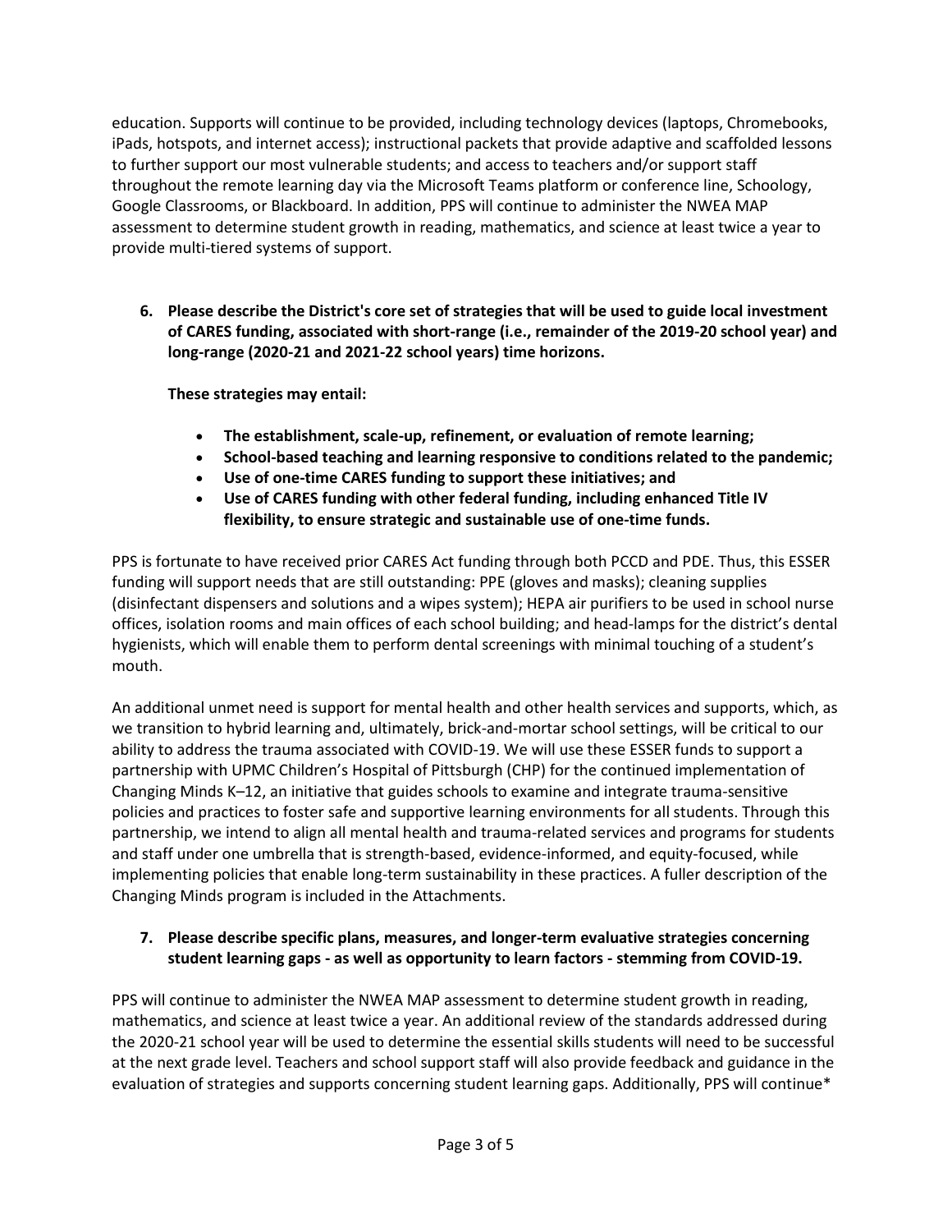education. Supports will continue to be provided, including technology devices (laptops, Chromebooks, iPads, hotspots, and internet access); instructional packets that provide adaptive and scaffolded lessons to further support our most vulnerable students; and access to teachers and/or support staff throughout the remote learning day via the Microsoft Teams platform or conference line, Schoology, Google Classrooms, or Blackboard. In addition, PPS will continue to administer the NWEA MAP assessment to determine student growth in reading, mathematics, and science at least twice a year to provide multi-tiered systems of support.

6. **Please describe the District's core set of strategies that will be used to guide local investment of CARES funding, associated with short-range (i.e., remainder of the 2019-20 school year) and long-range (2020-21 and 2021-22 school years) time horizons.**

   **These strategies may entail:**

   - **The establishment, scale-up, refinement, or evaluation of remote learning;**
   - **School-based teaching and learning responsive to conditions related to the pandemic;**
   - **Use of one-time CARES funding to support these initiatives; and**
   - **Use of CARES funding with other federal funding, including enhanced Title IV flexibility, to ensure strategic and sustainable use of one-time funds.**

PPS is fortunate to have received prior CARES Act funding through both PCCD and PDE. Thus, this ESSER funding will support needs that are still outstanding: PPE (gloves and masks); cleaning supplies (disinfectant dispensers and solutions and a wipes system); HEPA air purifiers to be used in school nurse offices, isolation rooms and main offices of each school building; and head-lamps for the district's dental hygienists, which will enable them to perform dental screenings with minimal touching of a student's mouth.

An additional unmet need is support for mental health and other health services and supports, which, as we transition to hybrid learning and, ultimately, brick-and-mortar school settings, will be critical to our ability to address the trauma associated with COVID-19. We will use these ESSER funds to support a partnership with UPMC Children's Hospital of Pittsburgh (CHP) for the continued implementation of Changing Minds K–12, an initiative that guides schools to examine and integrate trauma-sensitive policies and practices to foster safe and supportive learning environments for all students. Through this partnership, we intend to align all mental health and trauma-related services and programs for students and staff under one umbrella that is strength-based, evidence-informed, and equity-focused, while implementing policies that enable long-term sustainability in these practices. A fuller description of the Changing Minds program is included in the Attachments.

7. **Please describe specific plans, measures, and longer-term evaluative strategies concerning student learning gaps - as well as opportunity to learn factors - stemming from COVID-19.**

PPS will continue to administer the NWEA MAP assessment to determine student growth in reading, mathematics, and science at least twice a year. An additional review of the standards addressed during the 2020-21 school year will be used to determine the essential skills students will need to be successful at the next grade level. Teachers and school support staff will also provide feedback and guidance in the evaluation of strategies and supports concerning student learning gaps. Additionally, PPS will continue*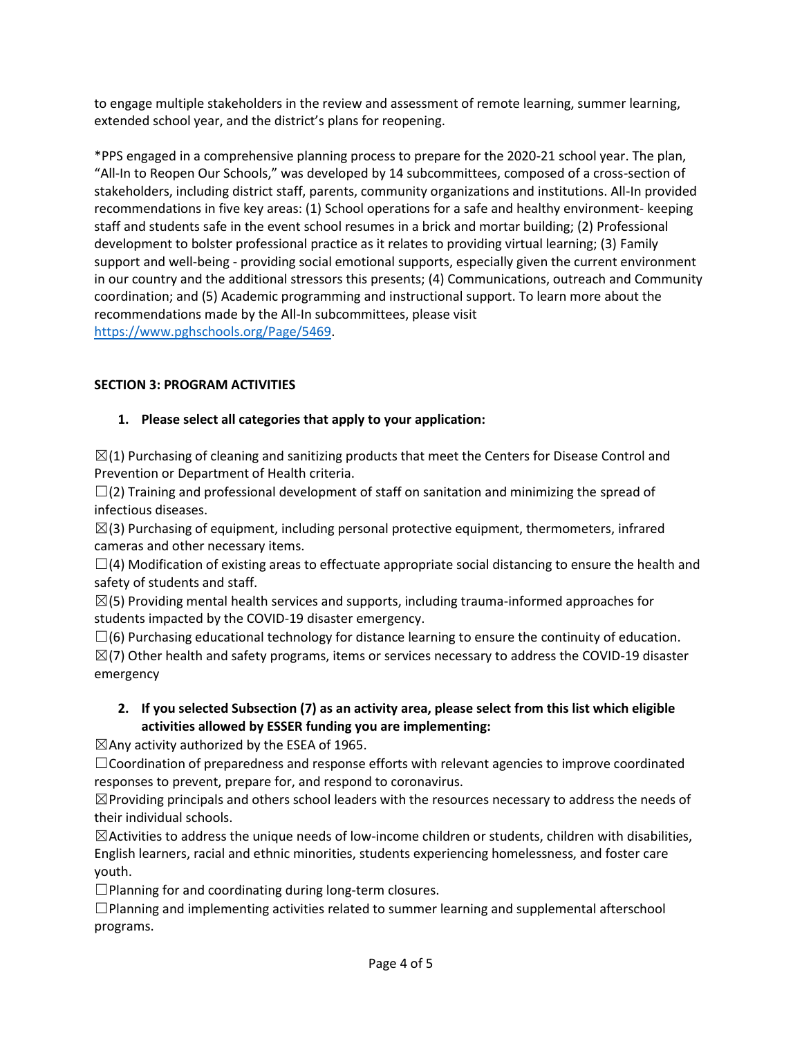to engage multiple stakeholders in the review and assessment of remote learning, summer learning, extended school year, and the district's plans for reopening.

*PPS engaged in a comprehensive planning process to prepare for the 2020-21 school year. The plan, "All-In to Reopen Our Schools," was developed by 14 subcommittees, composed of a cross-section of stakeholders, including district staff, parents, community organizations and institutions. All-In provided recommendations in five key areas: (1) School operations for a safe and healthy environment- keeping staff and students safe in the event school resumes in a brick and mortar building; (2) Professional development to bolster professional practice as it relates to providing virtual learning; (3) Family support and well-being - providing social emotional supports, especially given the current environment in our country and the additional stressors this presents; (4) Communications, outreach and Community coordination; and (5) Academic programming and instructional support. To learn more about the recommendations made by the All-In subcommittees, please visit [https://www.pghschools.org/Page/5469](https://www.pghschools.org/Page/5469).

**SECTION 3: PROGRAM ACTIVITIES**

1. **Please select all categories that apply to your application:**

☒(1) Purchasing of cleaning and sanitizing products that meet the Centers for Disease Control and Prevention or Department of Health criteria.
☐(2) Training and professional development of staff on sanitation and minimizing the spread of infectious diseases.
☒(3) Purchasing of equipment, including personal protective equipment, thermometers, infrared cameras and other necessary items.
☐(4) Modification of existing areas to effectuate appropriate social distancing to ensure the health and safety of students and staff.
☒(5) Providing mental health services and supports, including trauma-informed approaches for students impacted by the COVID-19 disaster emergency.
☐(6) Purchasing educational technology for distance learning to ensure the continuity of education.
☒(7) Other health and safety programs, items or services necessary to address the COVID-19 disaster emergency

2. **If you selected Subsection (7) as an activity area, please select from this list which eligible activities allowed by ESSER funding you are implementing:**

☒Any activity authorized by the ESEA of 1965.
☐Coordination of preparedness and response efforts with relevant agencies to improve coordinated responses to prevent, prepare for, and respond to coronavirus.
☒Providing principals and others school leaders with the resources necessary to address the needs of their individual schools.
☒Activities to address the unique needs of low-income children or students, children with disabilities, English learners, racial and ethnic minorities, students experiencing homelessness, and foster care youth.
☐Planning for and coordinating during long-term closures.
☐Planning and implementing activities related to summer learning and supplemental afterschool programs.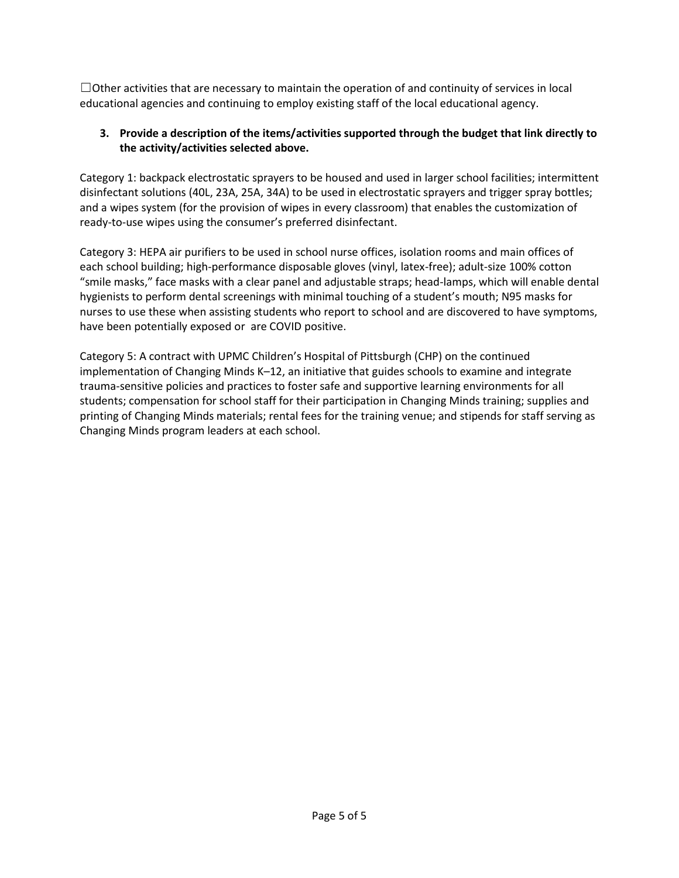☐Other activities that are necessary to maintain the operation of and continuity of services in local educational agencies and continuing to employ existing staff of the local educational agency.

3. **Provide a description of the items/activities supported through the budget that link directly to the activity/activities selected above.**

Category 1: backpack electrostatic sprayers to be housed and used in larger school facilities; intermittent disinfectant solutions (40L, 23A, 25A, 34A) to be used in electrostatic sprayers and trigger spray bottles; and a wipes system (for the provision of wipes in every classroom) that enables the customization of ready-to-use wipes using the consumer's preferred disinfectant.

Category 3: HEPA air purifiers to be used in school nurse offices, isolation rooms and main offices of each school building; high-performance disposable gloves (vinyl, latex-free); adult-size 100% cotton "smile masks," face masks with a clear panel and adjustable straps; head-lamps, which will enable dental hygienists to perform dental screenings with minimal touching of a student's mouth; N95 masks for nurses to use these when assisting students who report to school and are discovered to have symptoms, have been potentially exposed or are COVID positive.

Category 5: A contract with UPMC Children's Hospital of Pittsburgh (CHP) on the continued implementation of Changing Minds K–12, an initiative that guides schools to examine and integrate trauma-sensitive policies and practices to foster safe and supportive learning environments for all students; compensation for school staff for their participation in Changing Minds training; supplies and printing of Changing Minds materials; rental fees for the training venue; and stipends for staff serving as Changing Minds program leaders at each school.